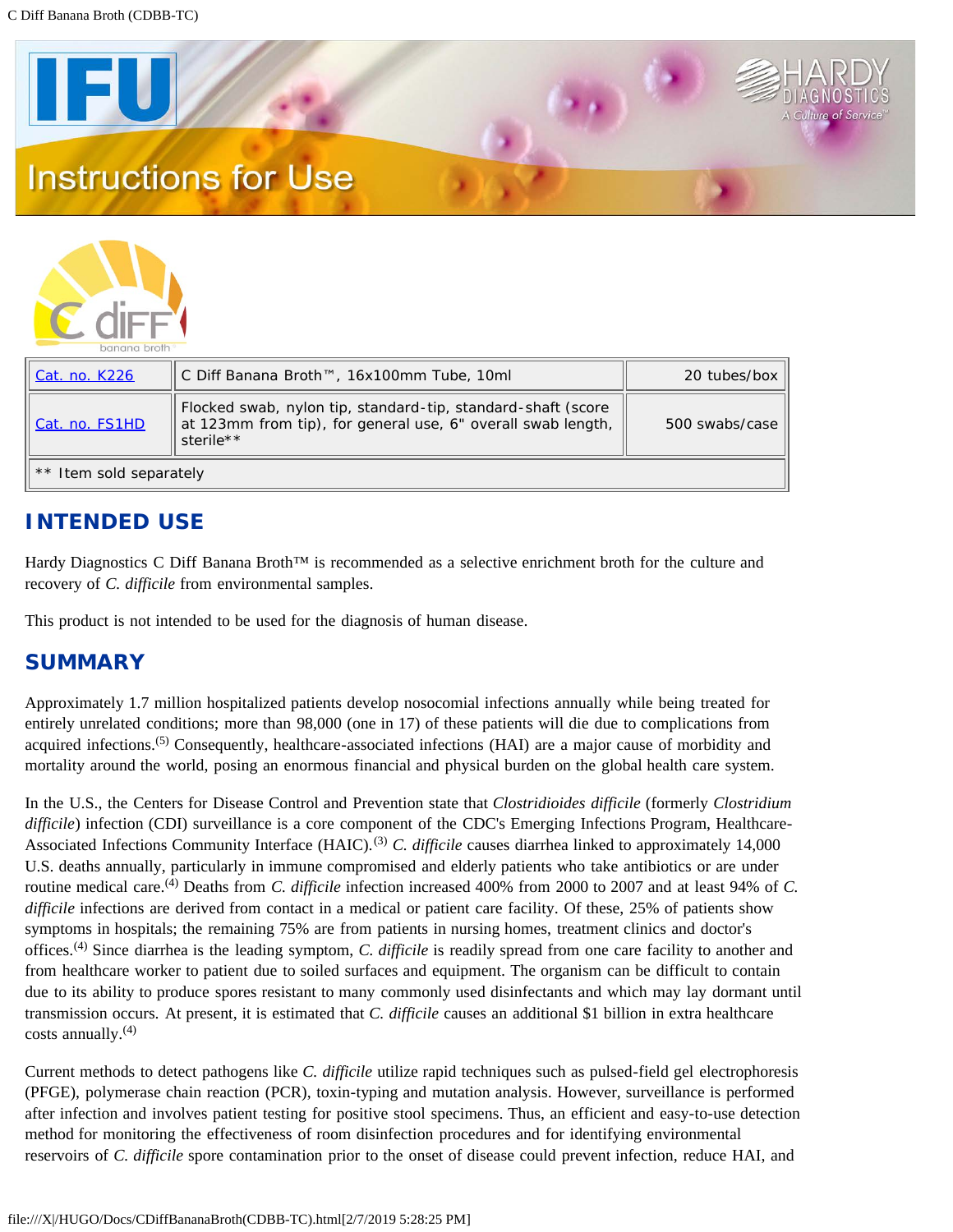# Instructions for Use

| Cat. no. K226 | C Diff Banana Broth™, 16x100mm Tube, 10ml | 20 tubes/box |
|---|---|---|
| Cat. no. FS1HD | Flocked swab, nylon tip, standard-tip, standard-shaft (score at 123mm from tip), for general use, 6" overall swab length, sterile** | 500 swabs/case |
| ** Item sold separately | | |

## INTENDED USE

Hardy Diagnostics C Diff Banana Broth™ is recommended as a selective enrichment broth for the culture and recovery of *C. difficile* from environmental samples.

This product is not intended to be used for the diagnosis of human disease.

## SUMMARY

Approximately 1.7 million hospitalized patients develop nosocomial infections annually while being treated for entirely unrelated conditions; more than 98,000 (one in 17) of these patients will die due to complications from acquired infections.(5) Consequently, healthcare-associated infections (HAI) are a major cause of morbidity and mortality around the world, posing an enormous financial and physical burden on the global health care system.

In the U.S., the Centers for Disease Control and Prevention state that *Clostridioides difficile* (formerly *Clostridium difficile*) infection (CDI) surveillance is a core component of the CDC's Emerging Infections Program, Healthcare-Associated Infections Community Interface (HAIC).(3) *C. difficile* causes diarrhea linked to approximately 14,000 U.S. deaths annually, particularly in immune compromised and elderly patients who take antibiotics or are under routine medical care.(4) Deaths from *C. difficile* infection increased 400% from 2000 to 2007 and at least 94% of *C. difficile* infections are derived from contact in a medical or patient care facility. Of these, 25% of patients show symptoms in hospitals; the remaining 75% are from patients in nursing homes, treatment clinics and doctor's offices.(4) Since diarrhea is the leading symptom, *C. difficile* is readily spread from one care facility to another and from healthcare worker to patient due to soiled surfaces and equipment. The organism can be difficult to contain due to its ability to produce spores resistant to many commonly used disinfectants and which may lay dormant until transmission occurs. At present, it is estimated that *C. difficile* causes an additional $1 billion in extra healthcare costs annually.(4)

Current methods to detect pathogens like *C. difficile* utilize rapid techniques such as pulsed-field gel electrophoresis (PFGE), polymerase chain reaction (PCR), toxin-typing and mutation analysis. However, surveillance is performed after infection and involves patient testing for positive stool specimens. Thus, an efficient and easy-to-use detection method for monitoring the effectiveness of room disinfection procedures and for identifying environmental reservoirs of *C. difficile* spore contamination prior to the onset of disease could prevent infection, reduce HAI, and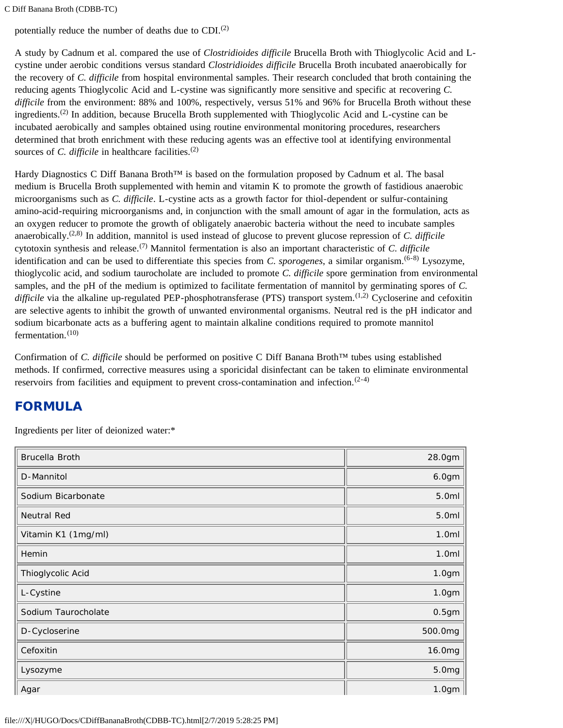potentially reduce the number of deaths due to CDI.[2]

A study by Cadnum et al. compared the use of *Clostridioides difficile* Brucella Broth with Thioglycolic Acid and L-cystine under aerobic conditions versus standard *Clostridioides difficile* Brucella Broth incubated anaerobically for the recovery of *C. difficile* from hospital environmental samples. Their research concluded that broth containing the reducing agents Thioglycolic Acid and L-cystine was significantly more sensitive and specific at recovering *C. difficile* from the environment: 88% and 100%, respectively, versus 51% and 96% for Brucella Broth without these ingredients.[2] In addition, because Brucella Broth supplemented with Thioglycolic Acid and L-cystine can be incubated aerobically and samples obtained using routine environmental monitoring procedures, researchers determined that broth enrichment with these reducing agents was an effective tool at identifying environmental sources of *C. difficile* in healthcare facilities.[2]

Hardy Diagnostics C Diff Banana Broth™ is based on the formulation proposed by Cadnum et al. The basal medium is Brucella Broth supplemented with hemin and vitamin K to promote the growth of fastidious anaerobic microorganisms such as *C. difficile*. L-cystine acts as a growth factor for thiol-dependent or sulfur-containing amino-acid-requiring microorganisms and, in conjunction with the small amount of agar in the formulation, acts as an oxygen reducer to promote the growth of obligately anaerobic bacteria without the need to incubate samples anaerobically.[2,8] In addition, mannitol is used instead of glucose to prevent glucose repression of *C. difficile* cytotoxin synthesis and release.[7] Mannitol fermentation is also an important characteristic of *C. difficile* identification and can be used to differentiate this species from *C. sporogenes*, a similar organism.[6-8] Lysozyme, thioglycolic acid, and sodium taurocholate are included to promote *C. difficile* spore germination from environmental samples, and the pH of the medium is optimized to facilitate fermentation of mannitol by germinating spores of *C. difficile* via the alkaline up-regulated PEP-phosphotransferase (PTS) transport system.[1,2] Cycloserine and cefoxitin are selective agents to inhibit the growth of unwanted environmental organisms. Neutral red is the pH indicator and sodium bicarbonate acts as a buffering agent to maintain alkaline conditions required to promote mannitol fermentation.[10]

Confirmation of *C. difficile* should be performed on positive C Diff Banana Broth™ tubes using established methods. If confirmed, corrective measures using a sporicidal disinfectant can be taken to eliminate environmental reservoirs from facilities and equipment to prevent cross-contamination and infection.[2-4]

## FORMULA

Ingredients per liter of deionized water:*

| Ingredient | Amount |
|---|---|
| Brucella Broth | 28.0gm |
| D-Mannitol | 6.0gm |
| Sodium Bicarbonate | 5.0ml |
| Neutral Red | 5.0ml |
| Vitamin K1 (1mg/ml) | 1.0ml |
| Hemin | 1.0ml |
| Thioglycolic Acid | 1.0gm |
| L-Cystine | 1.0gm |
| Sodium Taurocholate | 0.5gm |
| D-Cycloserine | 500.0mg |
| Cefoxitin | 16.0mg |
| Lysozyme | 5.0mg |
| Agar | 1.0gm |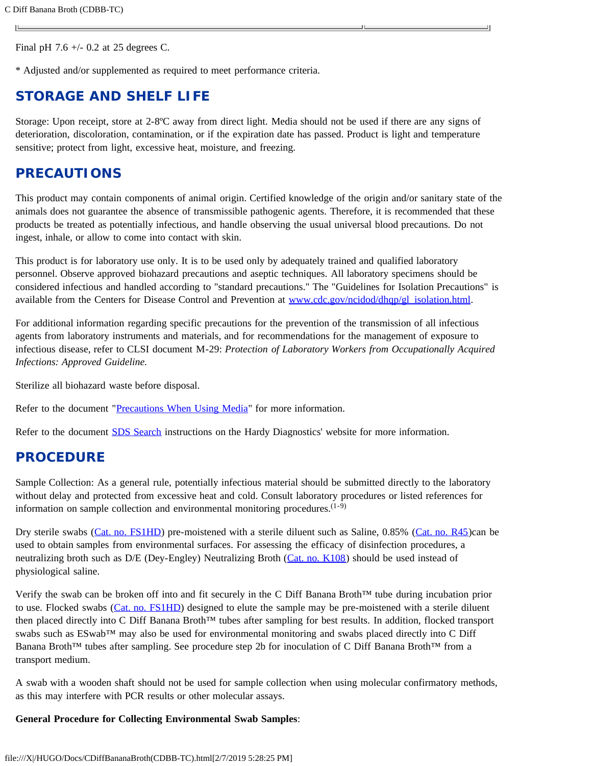Final pH 7.6 +/- 0.2 at 25 degrees C.

* Adjusted and/or supplemented as required to meet performance criteria.

## STORAGE AND SHELF LIFE

Storage: Upon receipt, store at 2-8ºC away from direct light. Media should not be used if there are any signs of deterioration, discoloration, contamination, or if the expiration date has passed. Product is light and temperature sensitive; protect from light, excessive heat, moisture, and freezing.

## PRECAUTIONS

This product may contain components of animal origin. Certified knowledge of the origin and/or sanitary state of the animals does not guarantee the absence of transmissible pathogenic agents. Therefore, it is recommended that these products be treated as potentially infectious, and handle observing the usual universal blood precautions. Do not ingest, inhale, or allow to come into contact with skin.

This product is for laboratory use only. It is to be used only by adequately trained and qualified laboratory personnel. Observe approved biohazard precautions and aseptic techniques. All laboratory specimens should be considered infectious and handled according to "standard precautions." The "Guidelines for Isolation Precautions" is available from the Centers for Disease Control and Prevention at [www.cdc.gov/ncidod/dhqp/gl_isolation.html](www.cdc.gov/ncidod/dhqp/gl_isolation.html).

For additional information regarding specific precautions for the prevention of the transmission of all infectious agents from laboratory instruments and materials, and for recommendations for the management of exposure to infectious disease, refer to CLSI document M-29: *Protection of Laboratory Workers from Occupationally Acquired Infections: Approved Guideline.*

Sterilize all biohazard waste before disposal.

Refer to the document "Precautions When Using Media" for more information.

Refer to the document SDS Search instructions on the Hardy Diagnostics' website for more information.

## PROCEDURE

Sample Collection: As a general rule, potentially infectious material should be submitted directly to the laboratory without delay and protected from excessive heat and cold. Consult laboratory procedures or listed references for information on sample collection and environmental monitoring procedures.[1-9]

Dry sterile swabs (Cat. no. FS1HD) pre-moistened with a sterile diluent such as Saline, 0.85% (Cat. no. R45)can be used to obtain samples from environmental surfaces. For assessing the efficacy of disinfection procedures, a neutralizing broth such as D/E (Dey-Engley) Neutralizing Broth (Cat. no. K108) should be used instead of physiological saline.

Verify the swab can be broken off into and fit securely in the C Diff Banana Broth™ tube during incubation prior to use. Flocked swabs (Cat. no. FS1HD) designed to elute the sample may be pre-moistened with a sterile diluent then placed directly into C Diff Banana Broth™ tubes after sampling for best results. In addition, flocked transport swabs such as ESwab™ may also be used for environmental monitoring and swabs placed directly into C Diff Banana Broth™ tubes after sampling. See procedure step 2b for inoculation of C Diff Banana Broth™ from a transport medium.

A swab with a wooden shaft should not be used for sample collection when using molecular confirmatory methods, as this may interfere with PCR results or other molecular assays.

**General Procedure for Collecting Environmental Swab Samples**: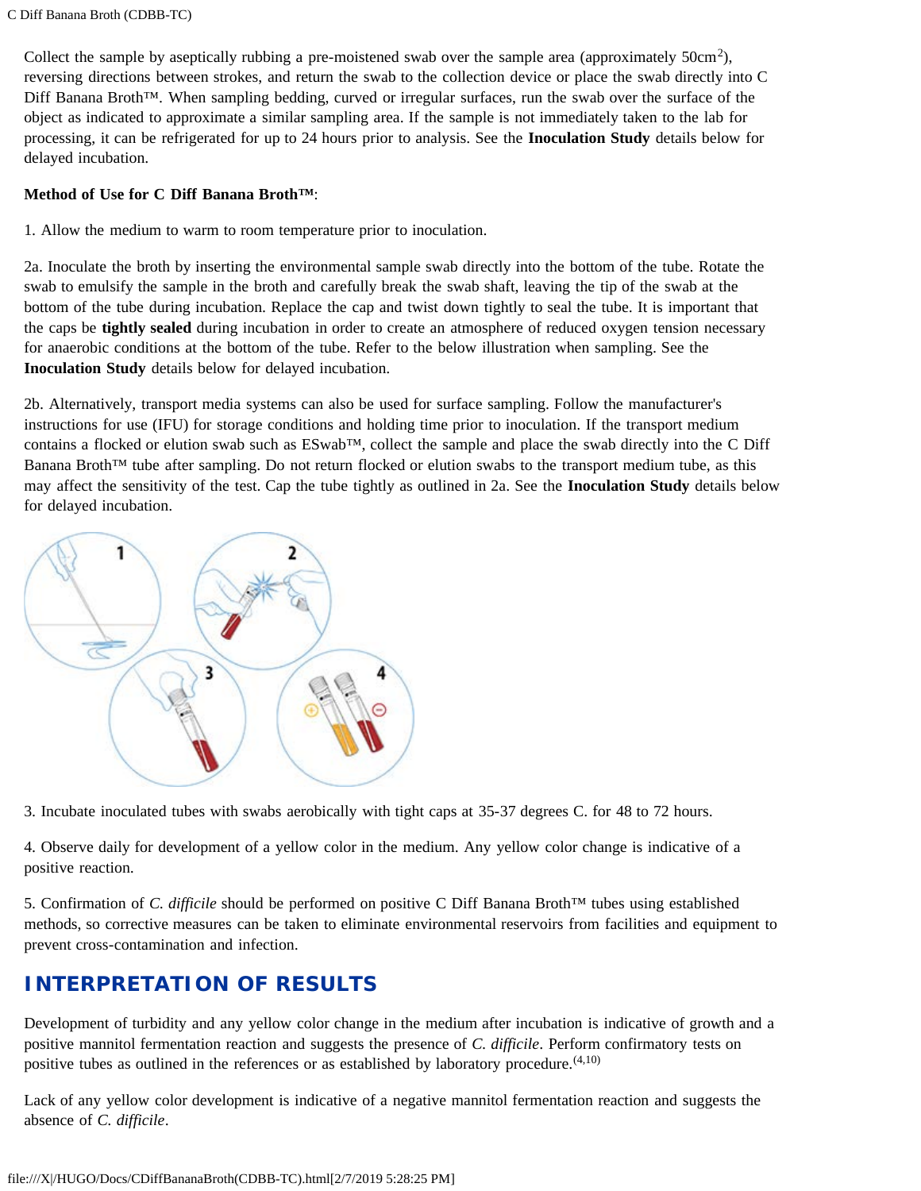Collect the sample by aseptically rubbing a pre-moistened swab over the sample area (approximately $50cm^2$), reversing directions between strokes, and return the swab to the collection device or place the swab directly into C Diff Banana Broth™. When sampling bedding, curved or irregular surfaces, run the swab over the surface of the object as indicated to approximate a similar sampling area. If the sample is not immediately taken to the lab for processing, it can be refrigerated for up to 24 hours prior to analysis. See the **Inoculation Study** details below for delayed incubation.

**Method of Use for C Diff Banana Broth™**:

1. Allow the medium to warm to room temperature prior to inoculation.

2a. Inoculate the broth by inserting the environmental sample swab directly into the bottom of the tube. Rotate the swab to emulsify the sample in the broth and carefully break the swab shaft, leaving the tip of the swab at the bottom of the tube during incubation. Replace the cap and twist down tightly to seal the tube. It is important that the caps be **tightly sealed** during incubation in order to create an atmosphere of reduced oxygen tension necessary for anaerobic conditions at the bottom of the tube. Refer to the below illustration when sampling. See the **Inoculation Study** details below for delayed incubation.

2b. Alternatively, transport media systems can also be used for surface sampling. Follow the manufacturer's instructions for use (IFU) for storage conditions and holding time prior to inoculation. If the transport medium contains a flocked or elution swab such as ESwab™, collect the sample and place the swab directly into the C Diff Banana Broth™ tube after sampling. Do not return flocked or elution swabs to the transport medium tube, as this may affect the sensitivity of the test. Cap the tube tightly as outlined in 2a. See the **Inoculation Study** details below for delayed incubation.

3. Incubate inoculated tubes with swabs aerobically with tight caps at 35-37 degrees C. for 48 to 72 hours.

4. Observe daily for development of a yellow color in the medium. Any yellow color change is indicative of a positive reaction.

5. Confirmation of *C. difficile* should be performed on positive C Diff Banana Broth™ tubes using established methods, so corrective measures can be taken to eliminate environmental reservoirs from facilities and equipment to prevent cross-contamination and infection.

## INTERPRETATION OF RESULTS

Development of turbidity and any yellow color change in the medium after incubation is indicative of growth and a positive mannitol fermentation reaction and suggests the presence of *C. difficile*. Perform confirmatory tests on positive tubes as outlined in the references or as established by laboratory procedure.[4,10]

Lack of any yellow color development is indicative of a negative mannitol fermentation reaction and suggests the absence of *C. difficile*.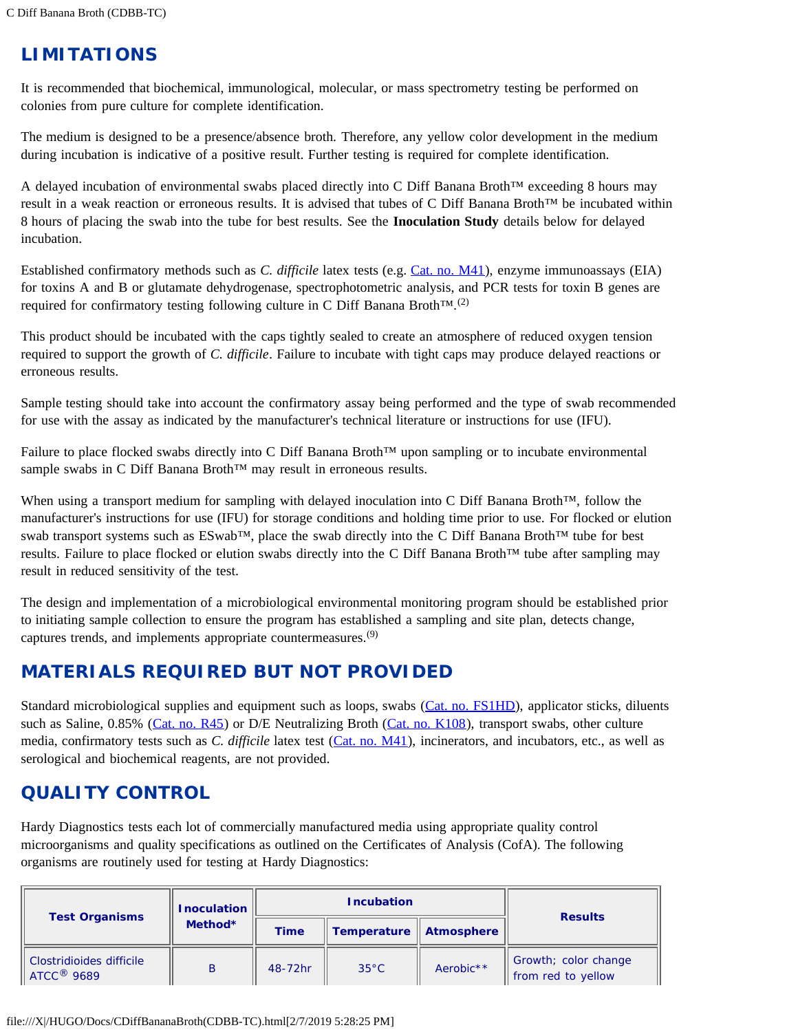## LIMITATIONS

It is recommended that biochemical, immunological, molecular, or mass spectrometry testing be performed on colonies from pure culture for complete identification.

The medium is designed to be a presence/absence broth. Therefore, any yellow color development in the medium during incubation is indicative of a positive result. Further testing is required for complete identification.

A delayed incubation of environmental swabs placed directly into C Diff Banana Broth™ exceeding 8 hours may result in a weak reaction or erroneous results. It is advised that tubes of C Diff Banana Broth™ be incubated within 8 hours of placing the swab into the tube for best results. See the **Inoculation Study** details below for delayed incubation.

Established confirmatory methods such as *C. difficile* latex tests (e.g. Cat. no. M41), enzyme immunoassays (EIA) for toxins A and B or glutamate dehydrogenase, spectrophotometric analysis, and PCR tests for toxin B genes are required for confirmatory testing following culture in C Diff Banana Broth™.[2]

This product should be incubated with the caps tightly sealed to create an atmosphere of reduced oxygen tension required to support the growth of *C. difficile*. Failure to incubate with tight caps may produce delayed reactions or erroneous results.

Sample testing should take into account the confirmatory assay being performed and the type of swab recommended for use with the assay as indicated by the manufacturer's technical literature or instructions for use (IFU).

Failure to place flocked swabs directly into C Diff Banana Broth™ upon sampling or to incubate environmental sample swabs in C Diff Banana Broth™ may result in erroneous results.

When using a transport medium for sampling with delayed inoculation into C Diff Banana Broth™, follow the manufacturer's instructions for use (IFU) for storage conditions and holding time prior to use. For flocked or elution swab transport systems such as ESwab™, place the swab directly into the C Diff Banana Broth™ tube for best results. Failure to place flocked or elution swabs directly into the C Diff Banana Broth™ tube after sampling may result in reduced sensitivity of the test.

The design and implementation of a microbiological environmental monitoring program should be established prior to initiating sample collection to ensure the program has established a sampling and site plan, detects change, captures trends, and implements appropriate countermeasures.[9]

## MATERIALS REQUIRED BUT NOT PROVIDED

Standard microbiological supplies and equipment such as loops, swabs (Cat. no. FS1HD), applicator sticks, diluents such as Saline, 0.85% (Cat. no. R45) or D/E Neutralizing Broth (Cat. no. K108), transport swabs, other culture media, confirmatory tests such as *C. difficile* latex test (Cat. no. M41), incinerators, and incubators, etc., as well as serological and biochemical reagents, are not provided.

## QUALITY CONTROL

Hardy Diagnostics tests each lot of commercially manufactured media using appropriate quality control microorganisms and quality specifications as outlined on the Certificates of Analysis (CofA). The following organisms are routinely used for testing at Hardy Diagnostics:

| Test Organisms | Inoculation Method* | Incubation | | | Results |
|---|---|---|---|---|---|
| | | Time | Temperature | Atmosphere | |
| Clostridioides difficile ATCC® 9689 | B | 48-72hr | 35°C | Aerobic** | Growth; color change from red to yellow |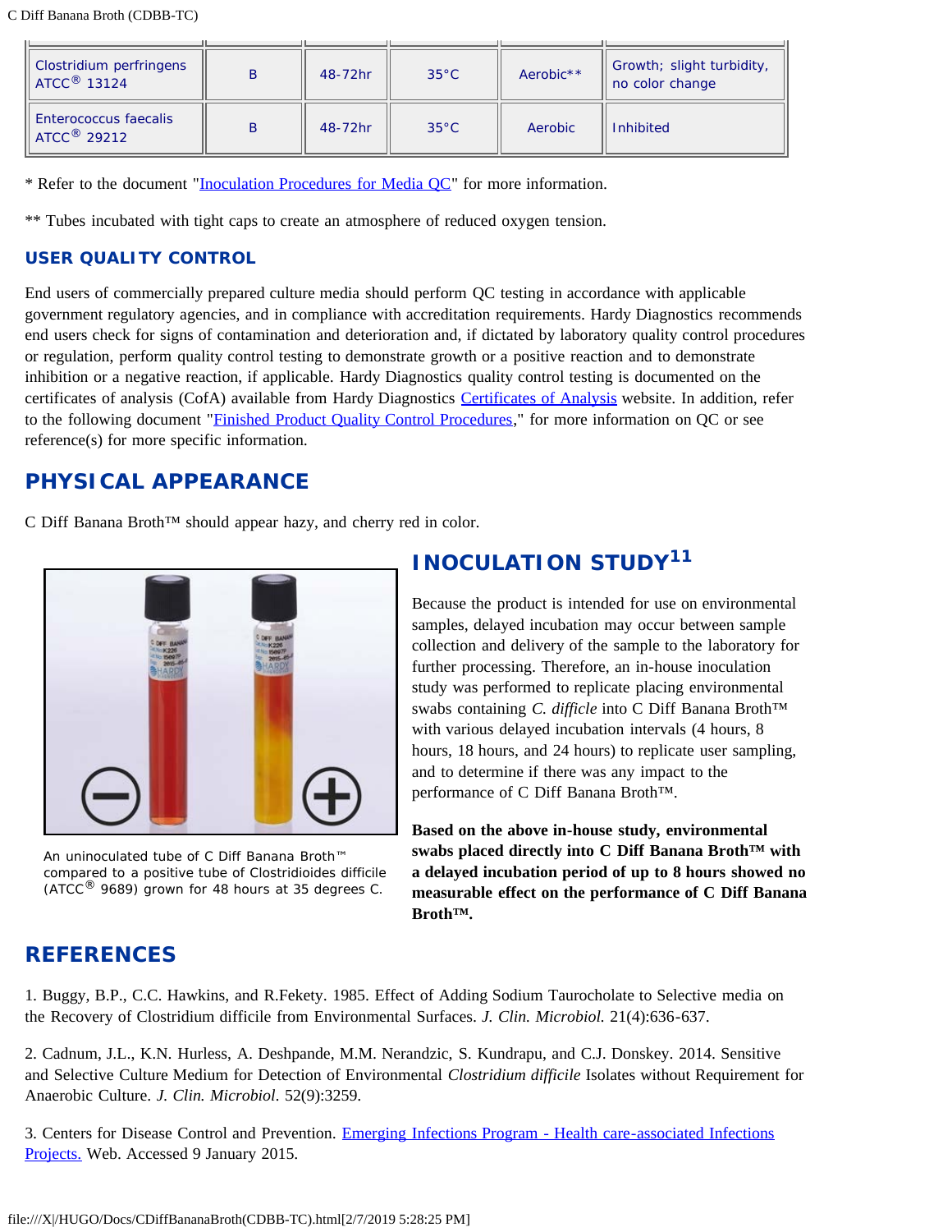| Clostridium perfringens ATCC® 13124 | B | 48-72hr | 35°C | Aerobic** | Growth; slight turbidity, no color change |
| --- | --- | --- | --- | --- | --- |
| Enterococcus faecalis ATCC® 29212 | B | 48-72hr | 35°C | Aerobic | Inhibited |

* Refer to the document "Inoculation Procedures for Media QC" for more information.

** Tubes incubated with tight caps to create an atmosphere of reduced oxygen tension.

### USER QUALITY CONTROL

End users of commercially prepared culture media should perform QC testing in accordance with applicable government regulatory agencies, and in compliance with accreditation requirements. Hardy Diagnostics recommends end users check for signs of contamination and deterioration and, if dictated by laboratory quality control procedures or regulation, perform quality control testing to demonstrate growth or a positive reaction and to demonstrate inhibition or a negative reaction, if applicable. Hardy Diagnostics quality control testing is documented on the certificates of analysis (CofA) available from Hardy Diagnostics Certificates of Analysis website. In addition, refer to the following document "Finished Product Quality Control Procedures," for more information on QC or see reference(s) for more specific information.

## PHYSICAL APPEARANCE

C Diff Banana Broth™ should appear hazy, and cherry red in color.

An uninoculated tube of C Diff Banana Broth™ compared to a positive tube of Clostridioides difficile (ATCC® 9689) grown for 48 hours at 35 degrees C.

## INOCULATION STUDY[11]

Because the product is intended for use on environmental samples, delayed incubation may occur between sample collection and delivery of the sample to the laboratory for further processing. Therefore, an in-house inoculation study was performed to replicate placing environmental swabs containing *C. difficile* into C Diff Banana Broth™ with various delayed incubation intervals (4 hours, 8 hours, 18 hours, and 24 hours) to replicate user sampling, and to determine if there was any impact to the performance of C Diff Banana Broth™.

**Based on the above in-house study, environmental swabs placed directly into C Diff Banana Broth™ with a delayed incubation period of up to 8 hours showed no measurable effect on the performance of C Diff Banana Broth™.**

## REFERENCES

1. Buggy, B.P., C.C. Hawkins, and R.Fekety. 1985. Effect of Adding Sodium Taurocholate to Selective media on the Recovery of Clostridium difficile from Environmental Surfaces. *J. Clin. Microbiol.* 21(4):636-637.

2. Cadnum, J.L., K.N. Hurless, A. Deshpande, M.M. Nerandzic, S. Kundrapu, and C.J. Donskey. 2014. Sensitive and Selective Culture Medium for Detection of Environmental *Clostridium difficile* Isolates without Requirement for Anaerobic Culture. *J. Clin. Microbiol.* 52(9):3259.

3. Centers for Disease Control and Prevention. Emerging Infections Program - Health care-associated Infections Projects. Web. Accessed 9 January 2015.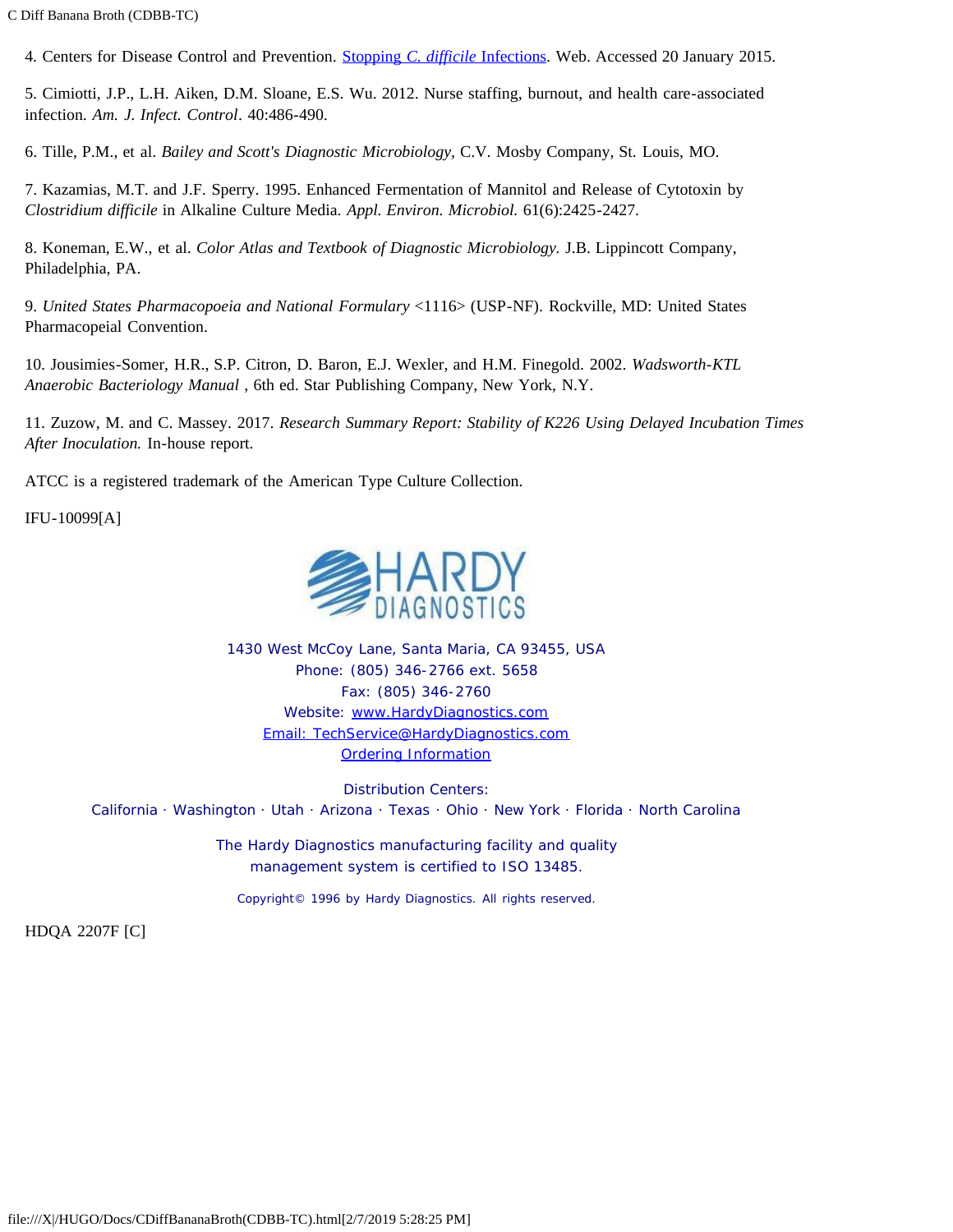4. Centers for Disease Control and Prevention. Stopping *C. difficile* Infections. Web. Accessed 20 January 2015.

5. Cimiotti, J.P., L.H. Aiken, D.M. Sloane, E.S. Wu. 2012. Nurse staffing, burnout, and health care-associated infection. *Am. J. Infect. Control*. 40:486-490.

6. Tille, P.M., et al. *Bailey and Scott's Diagnostic Microbiology*, C.V. Mosby Company, St. Louis, MO.

7. Kazamias, M.T. and J.F. Sperry. 1995. Enhanced Fermentation of Mannitol and Release of Cytotoxin by *Clostridium difficile* in Alkaline Culture Media. *Appl. Environ. Microbiol.* 61(6):2425-2427.

8. Koneman, E.W., et al. *Color Atlas and Textbook of Diagnostic Microbiology.* J.B. Lippincott Company, Philadelphia, PA.

9. *United States Pharmacopoeia and National Formulary* <1116> (USP-NF). Rockville, MD: United States Pharmacopeial Convention.

10. Jousimies-Somer, H.R., S.P. Citron, D. Baron, E.J. Wexler, and H.M. Finegold. 2002. *Wadsworth-KTL Anaerobic Bacteriology Manual* , 6th ed. Star Publishing Company, New York, N.Y.

11. Zuzow, M. and C. Massey. 2017. *Research Summary Report: Stability of K226 Using Delayed Incubation Times After Inoculation.* In-house report.

ATCC is a registered trademark of the American Type Culture Collection.

IFU-10099[A]

HARDY DIAGNOSTICS

1430 West McCoy Lane, Santa Maria, CA 93455, USA
Phone: (805) 346-2766 ext. 5658
Fax: (805) 346-2760
Website: www.HardyDiagnostics.com
Email: TechService@HardyDiagnostics.com
Ordering Information

Distribution Centers:
California · Washington · Utah · Arizona · Texas · Ohio · New York · Florida · North Carolina

The Hardy Diagnostics manufacturing facility and quality management system is certified to ISO 13485.

Copyright© 1996 by Hardy Diagnostics. All rights reserved.

HDQA 2207F [C]